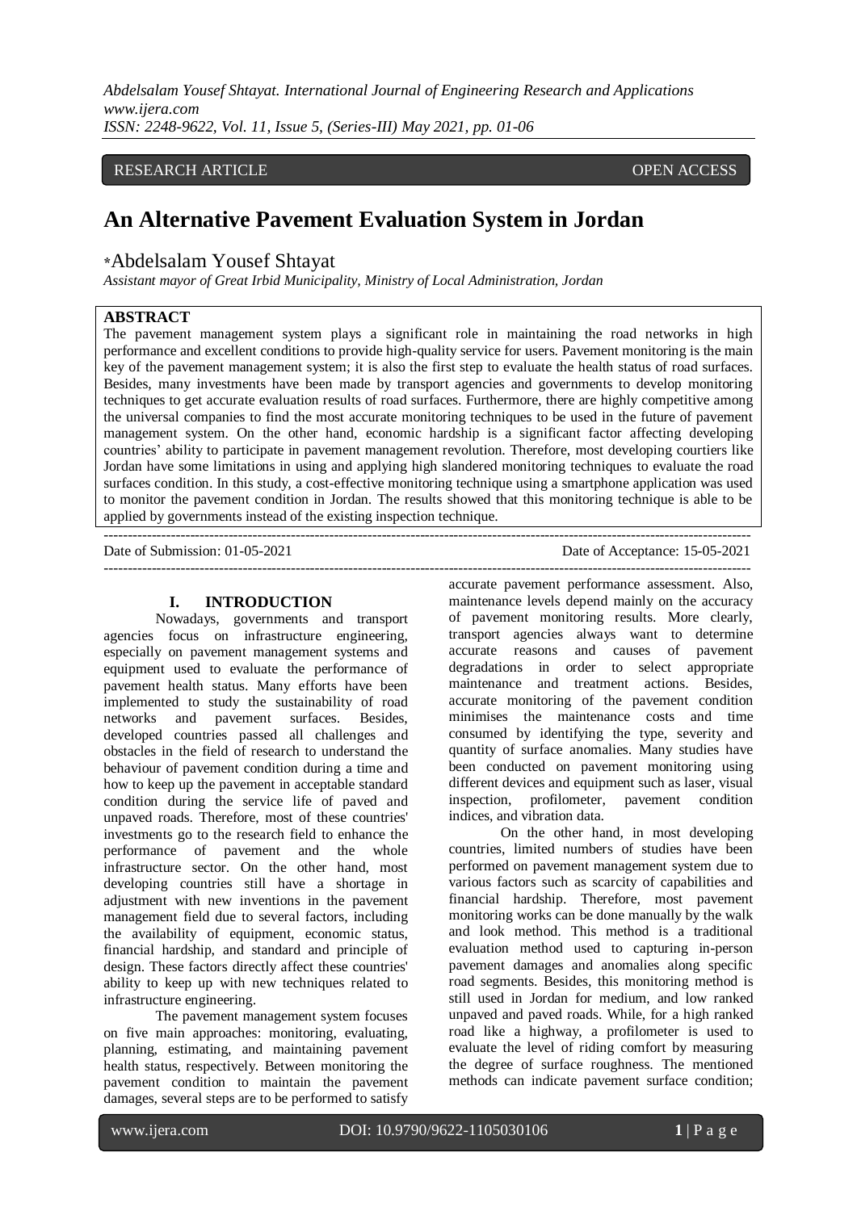RESEARCH ARTICLE OPEN ACCESS

# An Alternative Pavement Evaluation System in Jordan

*Abdelsalam Yousef Shtayat

*Assistant mayor of Great Irbid Municipality, Ministry of Local Administration, Jordan*

## ABSTRACT

The pavement management system plays a significant role in maintaining the road networks in high performance and excellent conditions to provide high-quality service for users. Pavement monitoring is the main key of the pavement management system; it is also the first step to evaluate the health status of road surfaces. Besides, many investments have been made by transport agencies and governments to develop monitoring techniques to get accurate evaluation results of road surfaces. Furthermore, there are highly competitive among the universal companies to find the most accurate monitoring techniques to be used in the future of pavement management system. On the other hand, economic hardship is a significant factor affecting developing countries' ability to participate in pavement management revolution. Therefore, most developing courtiers like Jordan have some limitations in using and applying high slandered monitoring techniques to evaluate the road surfaces condition. In this study, a cost-effective monitoring technique using a smartphone application was used to monitor the pavement condition in Jordan. The results showed that this monitoring technique is able to be applied by governments instead of the existing inspection technique.

---

Date of Submission: 01-05-2021 Date of Acceptance: 15-05-2021

---

## I. INTRODUCTION

Nowadays, governments and transport agencies focus on infrastructure engineering, especially on pavement management systems and equipment used to evaluate the performance of pavement health status. Many efforts have been implemented to study the sustainability of road networks and pavement surfaces. Besides, developed countries passed all challenges and obstacles in the field of research to understand the behaviour of pavement condition during a time and how to keep up the pavement in acceptable standard condition during the service life of paved and unpaved roads. Therefore, most of these countries' investments go to the research field to enhance the performance of pavement and the whole infrastructure sector. On the other hand, most developing countries still have a shortage in adjustment with new inventions in the pavement management field due to several factors, including the availability of equipment, economic status, financial hardship, and standard and principle of design. These factors directly affect these countries' ability to keep up with new techniques related to infrastructure engineering.

The pavement management system focuses on five main approaches: monitoring, evaluating, planning, estimating, and maintaining pavement health status, respectively. Between monitoring the pavement condition to maintain the pavement damages, several steps are to be performed to satisfy accurate pavement performance assessment. Also, maintenance levels depend mainly on the accuracy of pavement monitoring results. More clearly, transport agencies always want to determine accurate reasons and causes of pavement degradations in order to select appropriate maintenance and treatment actions. Besides, accurate monitoring of the pavement condition minimises the maintenance costs and time consumed by identifying the type, severity and quantity of surface anomalies. Many studies have been conducted on pavement monitoring using different devices and equipment such as laser, visual inspection, profilometer, pavement condition indices, and vibration data.

On the other hand, in most developing countries, limited numbers of studies have been performed on pavement management system due to various factors such as scarcity of capabilities and financial hardship. Therefore, most pavement monitoring works can be done manually by the walk and look method. This method is a traditional evaluation method used to capturing in-person pavement damages and anomalies along specific road segments. Besides, this monitoring method is still used in Jordan for medium, and low ranked unpaved and paved roads. While, for a high ranked road like a highway, a profilometer is used to evaluate the level of riding comfort by measuring the degree of surface roughness. The mentioned methods can indicate pavement surface condition;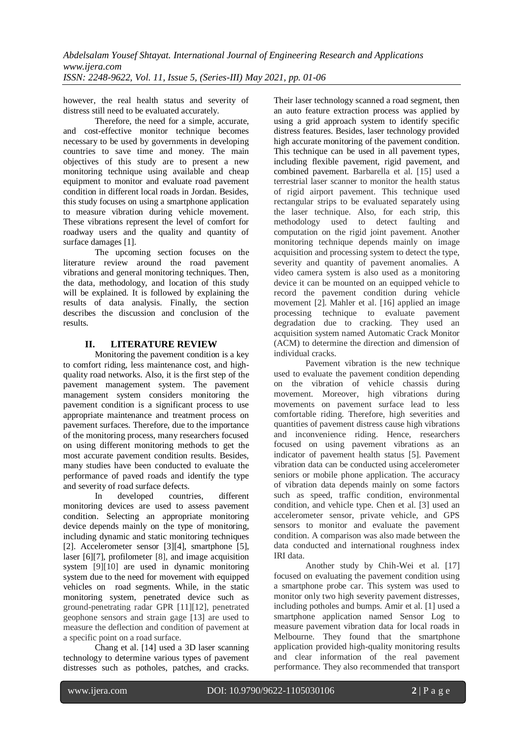however, the real health status and severity of distress still need to be evaluated accurately.

Therefore, the need for a simple, accurate, and cost-effective monitor technique becomes necessary to be used by governments in developing countries to save time and money. The main objectives of this study are to present a new monitoring technique using available and cheap equipment to monitor and evaluate road pavement condition in different local roads in Jordan. Besides, this study focuses on using a smartphone application to measure vibration during vehicle movement. These vibrations represent the level of comfort for roadway users and the quality and quantity of surface damages [1].

The upcoming section focuses on the literature review around the road pavement vibrations and general monitoring techniques. Then, the data, methodology, and location of this study will be explained. It is followed by explaining the results of data analysis. Finally, the section describes the discussion and conclusion of the results.

## II. LITERATURE REVIEW

Monitoring the pavement condition is a key to comfort riding, less maintenance cost, and high-quality road networks. Also, it is the first step of the pavement management system. The pavement management system considers monitoring the pavement condition is a significant process to use appropriate maintenance and treatment process on pavement surfaces. Therefore, due to the importance of the monitoring process, many researchers focused on using different monitoring methods to get the most accurate pavement condition results. Besides, many studies have been conducted to evaluate the performance of paved roads and identify the type and severity of road surface defects.

In developed countries, different monitoring devices are used to assess pavement condition. Selecting an appropriate monitoring device depends mainly on the type of monitoring, including dynamic and static monitoring techniques [2]. Accelerometer sensor [3][4], smartphone [5], laser [6][7], profilometer [8], and image acquisition system [9][10] are used in dynamic monitoring system due to the need for movement with equipped vehicles on road segments. While, in the static monitoring system, penetrated device such as ground-penetrating radar GPR [11][12], penetrated geophone sensors and strain gage [13] are used to measure the deflection and condition of pavement at a specific point on a road surface.

Chang et al. [14] used a 3D laser scanning technology to determine various types of pavement distresses such as potholes, patches, and cracks. Their laser technology scanned a road segment, then an auto feature extraction process was applied by using a grid approach system to identify specific distress features. Besides, laser technology provided high accurate monitoring of the pavement condition. This technique can be used in all pavement types, including flexible pavement, rigid pavement, and combined pavement. Barbarella et al. [15] used a terrestrial laser scanner to monitor the health status of rigid airport pavement. This technique used rectangular strips to be evaluated separately using the laser technique. Also, for each strip, this methodology used to detect faulting and computation on the rigid joint pavement. Another monitoring technique depends mainly on image acquisition and processing system to detect the type, severity and quantity of pavement anomalies. A video camera system is also used as a monitoring device it can be mounted on an equipped vehicle to record the pavement condition during vehicle movement [2]. Mahler et al. [16] applied an image processing technique to evaluate pavement degradation due to cracking. They used an acquisition system named Automatic Crack Monitor (ACM) to determine the direction and dimension of individual cracks.

Pavement vibration is the new technique used to evaluate the pavement condition depending on the vibration of vehicle chassis during movement. Moreover, high vibrations during movements on pavement surface lead to less comfortable riding. Therefore, high severities and quantities of pavement distress cause high vibrations and inconvenience riding. Hence, researchers focused on using pavement vibrations as an indicator of pavement health status [5]. Pavement vibration data can be conducted using accelerometer seniors or mobile phone application. The accuracy of vibration data depends mainly on some factors such as speed, traffic condition, environmental condition, and vehicle type. Chen et al. [3] used an accelerometer sensor, private vehicle, and GPS sensors to monitor and evaluate the pavement condition. A comparison was also made between the data conducted and international roughness index IRI data.

Another study by Chih-Wei et al. [17] focused on evaluating the pavement condition using a smartphone probe car. This system was used to monitor only two high severity pavement distresses, including potholes and bumps. Amir et al. [1] used a smartphone application named Sensor Log to measure pavement vibration data for local roads in Melbourne. They found that the smartphone application provided high-quality monitoring results and clear information of the real pavement performance. They also recommended that transport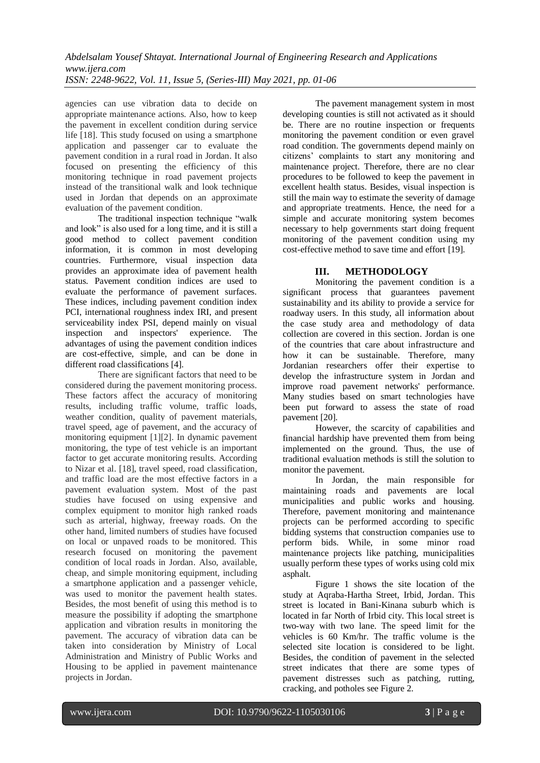agencies can use vibration data to decide on appropriate maintenance actions. Also, how to keep the pavement in excellent condition during service life [18]. This study focused on using a smartphone application and passenger car to evaluate the pavement condition in a rural road in Jordan. It also focused on presenting the efficiency of this monitoring technique in road pavement projects instead of the transitional walk and look technique used in Jordan that depends on an approximate evaluation of the pavement condition.

The traditional inspection technique "walk and look" is also used for a long time, and it is still a good method to collect pavement condition information, it is common in most developing countries. Furthermore, visual inspection data provides an approximate idea of pavement health status. Pavement condition indices are used to evaluate the performance of pavement surfaces. These indices, including pavement condition index PCI, international roughness index IRI, and present serviceability index PSI, depend mainly on visual inspection and inspectors' experience. The advantages of using the pavement condition indices are cost-effective, simple, and can be done in different road classifications [4].

There are significant factors that need to be considered during the pavement monitoring process. These factors affect the accuracy of monitoring results, including traffic volume, traffic loads, weather condition, quality of pavement materials, travel speed, age of pavement, and the accuracy of monitoring equipment [1][2]. In dynamic pavement monitoring, the type of test vehicle is an important factor to get accurate monitoring results. According to Nizar et al. [18], travel speed, road classification, and traffic load are the most effective factors in a pavement evaluation system. Most of the past studies have focused on using expensive and complex equipment to monitor high ranked roads such as arterial, highway, freeway roads. On the other hand, limited numbers of studies have focused on local or unpaved roads to be monitored. This research focused on monitoring the pavement condition of local roads in Jordan. Also, available, cheap, and simple monitoring equipment, including a smartphone application and a passenger vehicle, was used to monitor the pavement health states. Besides, the most benefit of using this method is to measure the possibility if adopting the smartphone application and vibration results in monitoring the pavement. The accuracy of vibration data can be taken into consideration by Ministry of Local Administration and Ministry of Public Works and Housing to be applied in pavement maintenance projects in Jordan.

The pavement management system in most developing counties is still not activated as it should be. There are no routine inspection or frequents monitoring the pavement condition or even gravel road condition. The governments depend mainly on citizens' complaints to start any monitoring and maintenance project. Therefore, there are no clear procedures to be followed to keep the pavement in excellent health status. Besides, visual inspection is still the main way to estimate the severity of damage and appropriate treatments. Hence, the need for a simple and accurate monitoring system becomes necessary to help governments start doing frequent monitoring of the pavement condition using my cost-effective method to save time and effort [19].

## III. METHODOLOGY

Monitoring the pavement condition is a significant process that guarantees pavement sustainability and its ability to provide a service for roadway users. In this study, all information about the case study area and methodology of data collection are covered in this section. Jordan is one of the countries that care about infrastructure and how it can be sustainable. Therefore, many Jordanian researchers offer their expertise to develop the infrastructure system in Jordan and improve road pavement networks' performance. Many studies based on smart technologies have been put forward to assess the state of road pavement [20].

However, the scarcity of capabilities and financial hardship have prevented them from being implemented on the ground. Thus, the use of traditional evaluation methods is still the solution to monitor the pavement.

In Jordan, the main responsible for maintaining roads and pavements are local municipalities and public works and housing. Therefore, pavement monitoring and maintenance projects can be performed according to specific bidding systems that construction companies use to perform bids. While, in some minor road maintenance projects like patching, municipalities usually perform these types of works using cold mix asphalt.

Figure 1 shows the site location of the study at Aqraba-Hartha Street, Irbid, Jordan. This street is located in Bani-Kinana suburb which is located in far North of Irbid city. This local street is two-way with two lane. The speed limit for the vehicles is 60 Km/hr. The traffic volume is the selected site location is considered to be light. Besides, the condition of pavement in the selected street indicates that there are some types of pavement distresses such as patching, rutting, cracking, and potholes see Figure 2.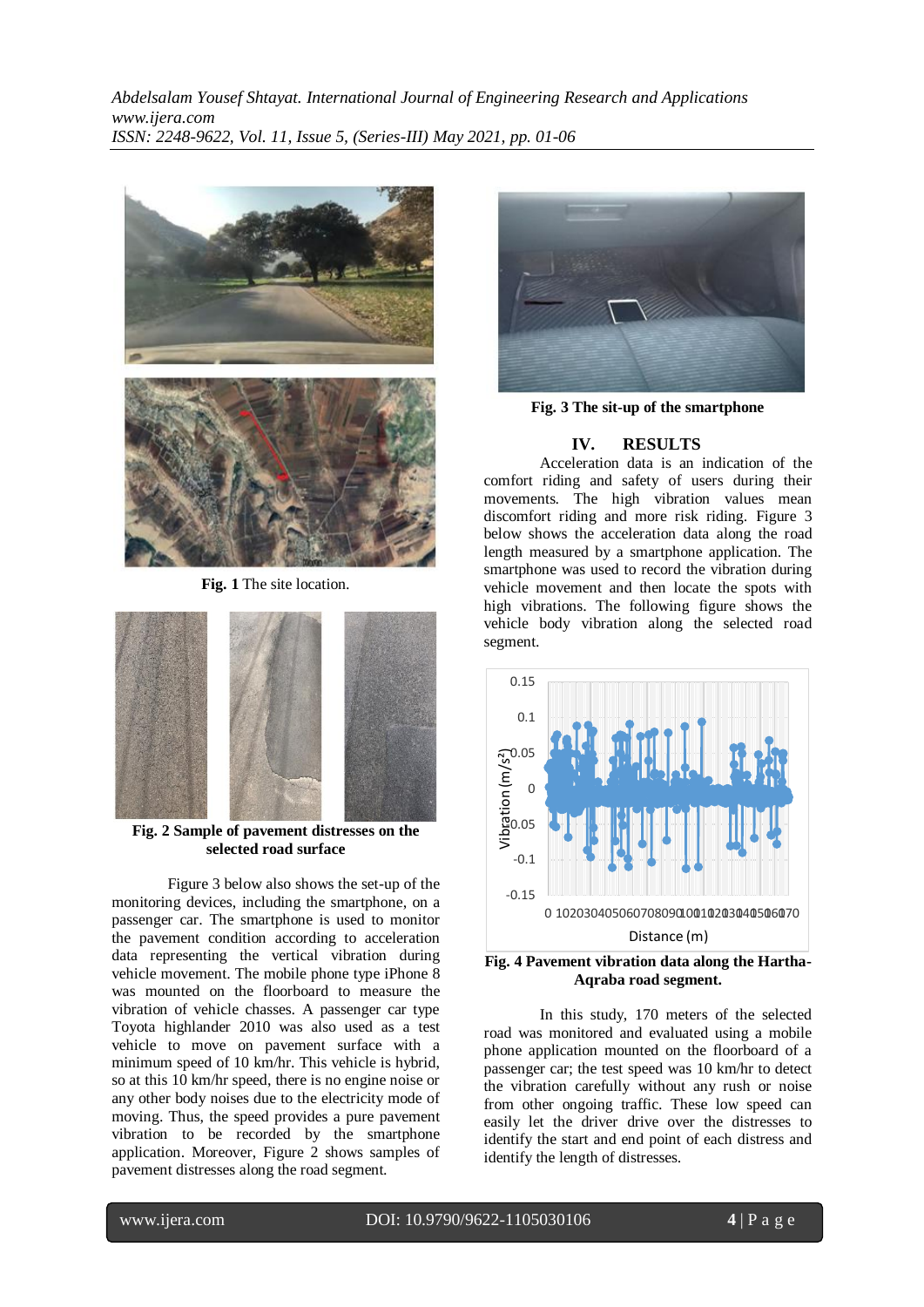**Fig. 1** The site location.

**Fig. 2 Sample of pavement distresses on the selected road surface**

Figure 3 below also shows the set-up of the monitoring devices, including the smartphone, on a passenger car. The smartphone is used to monitor the pavement condition according to acceleration data representing the vertical vibration during vehicle movement. The mobile phone type iPhone 8 was mounted on the floorboard to measure the vibration of vehicle chasses. A passenger car type Toyota highlander 2010 was also used as a test vehicle to move on pavement surface with a minimum speed of 10 km/hr. This vehicle is hybrid, so at this 10 km/hr speed, there is no engine noise or any other body noises due to the electricity mode of moving. Thus, the speed provides a pure pavement vibration to be recorded by the smartphone application. Moreover, Figure 2 shows samples of pavement distresses along the road segment.

**Fig. 3 The sit-up of the smartphone**

## IV. RESULTS

Acceleration data is an indication of the comfort riding and safety of users during their movements. The high vibration values mean discomfort riding and more risk riding. Figure 3 below shows the acceleration data along the road length measured by a smartphone application. The smartphone was used to record the vibration during vehicle movement and then locate the spots with high vibrations. The following figure shows the vehicle body vibration along the selected road segment.

**Fig. 4 Pavement vibration data along the Hartha-Aqraba road segment.**

In this study, 170 meters of the selected road was monitored and evaluated using a mobile phone application mounted on the floorboard of a passenger car; the test speed was 10 km/hr to detect the vibration carefully without any rush or noise from other ongoing traffic. These low speed can easily let the driver drive over the distresses to identify the start and end point of each distress and identify the length of distresses.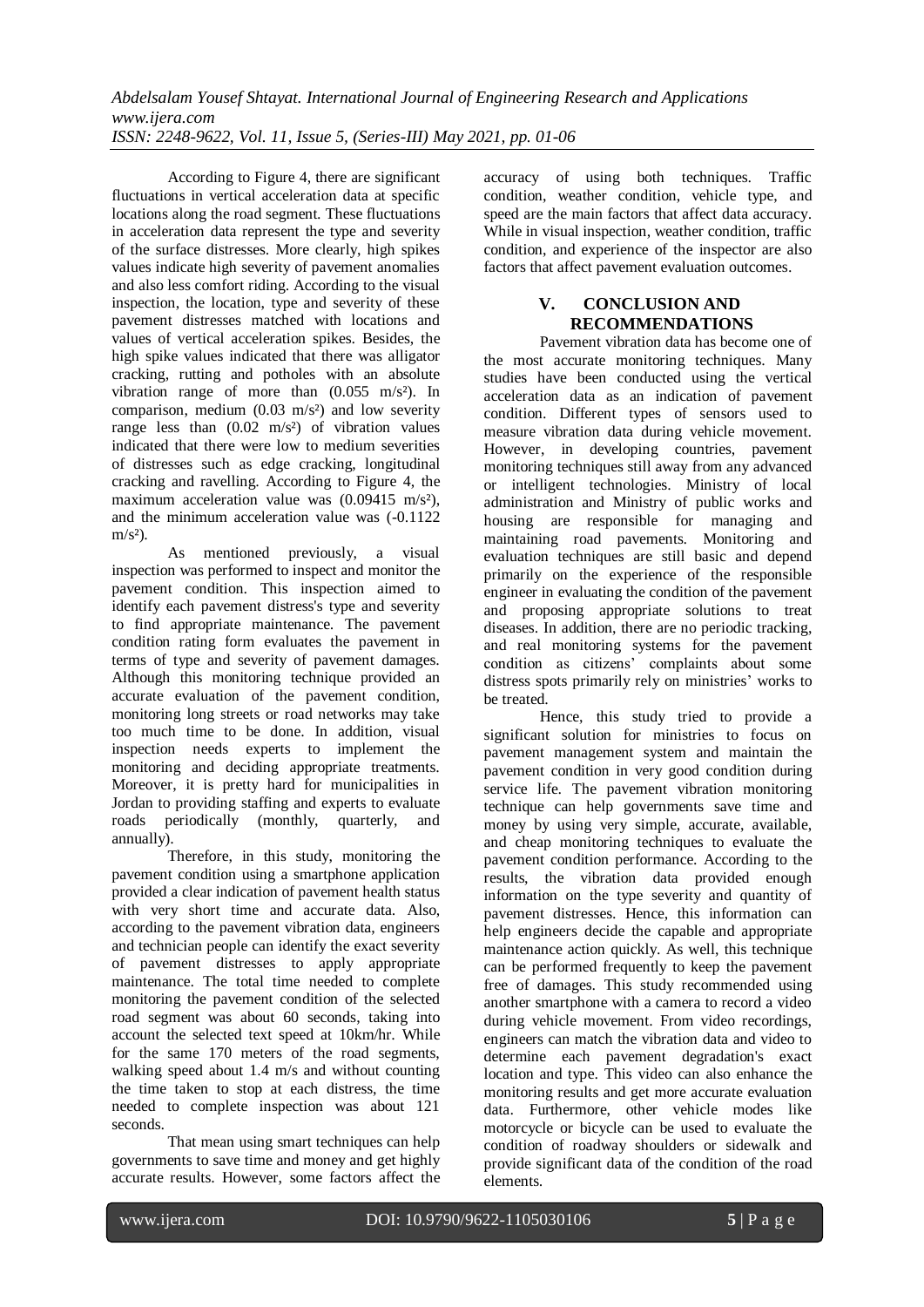According to Figure 4, there are significant fluctuations in vertical acceleration data at specific locations along the road segment. These fluctuations in acceleration data represent the type and severity of the surface distresses. More clearly, high spikes values indicate high severity of pavement anomalies and also less comfort riding. According to the visual inspection, the location, type and severity of these pavement distresses matched with locations and values of vertical acceleration spikes. Besides, the high spike values indicated that there was alligator cracking, rutting and potholes with an absolute vibration range of more than (0.055 $m/s^2$). In comparison, medium (0.03 $m/s^2$) and low severity range less than (0.02 $m/s^2$) of vibration values indicated that there were low to medium severities of distresses such as edge cracking, longitudinal cracking and ravelling. According to Figure 4, the maximum acceleration value was (0.09415 $m/s^2$), and the minimum acceleration value was (-0.1122 $m/s^2$).

As mentioned previously, a visual inspection was performed to inspect and monitor the pavement condition. This inspection aimed to identify each pavement distress's type and severity to find appropriate maintenance. The pavement condition rating form evaluates the pavement in terms of type and severity of pavement damages. Although this monitoring technique provided an accurate evaluation of the pavement condition, monitoring long streets or road networks may take too much time to be done. In addition, visual inspection needs experts to implement the monitoring and deciding appropriate treatments. Moreover, it is pretty hard for municipalities in Jordan to providing staffing and experts to evaluate roads periodically (monthly, quarterly, and annually).

Therefore, in this study, monitoring the pavement condition using a smartphone application provided a clear indication of pavement health status with very short time and accurate data. Also, according to the pavement vibration data, engineers and technician people can identify the exact severity of pavement distresses to apply appropriate maintenance. The total time needed to complete monitoring the pavement condition of the selected road segment was about 60 seconds, taking into account the selected text speed at 10km/hr. While for the same 170 meters of the road segments, walking speed about 1.4 m/s and without counting the time taken to stop at each distress, the time needed to complete inspection was about 121 seconds.

That mean using smart techniques can help governments to save time and money and get highly accurate results. However, some factors affect the accuracy of using both techniques. Traffic condition, weather condition, vehicle type, and speed are the main factors that affect data accuracy. While in visual inspection, weather condition, traffic condition, and experience of the inspector are also factors that affect pavement evaluation outcomes.

## V. CONCLUSION AND RECOMMENDATIONS

Pavement vibration data has become one of the most accurate monitoring techniques. Many studies have been conducted using the vertical acceleration data as an indication of pavement condition. Different types of sensors used to measure vibration data during vehicle movement. However, in developing countries, pavement monitoring techniques still away from any advanced or intelligent technologies. Ministry of local administration and Ministry of public works and housing are responsible for managing and maintaining road pavements. Monitoring and evaluation techniques are still basic and depend primarily on the experience of the responsible engineer in evaluating the condition of the pavement and proposing appropriate solutions to treat diseases. In addition, there are no periodic tracking, and real monitoring systems for the pavement condition as citizens' complaints about some distress spots primarily rely on ministries' works to be treated.

Hence, this study tried to provide a significant solution for ministries to focus on pavement management system and maintain the pavement condition in very good condition during service life. The pavement vibration monitoring technique can help governments save time and money by using very simple, accurate, available, and cheap monitoring techniques to evaluate the pavement condition performance. According to the results, the vibration data provided enough information on the type severity and quantity of pavement distresses. Hence, this information can help engineers decide the capable and appropriate maintenance action quickly. As well, this technique can be performed frequently to keep the pavement free of damages. This study recommended using another smartphone with a camera to record a video during vehicle movement. From video recordings, engineers can match the vibration data and video to determine each pavement degradation's exact location and type. This video can also enhance the monitoring results and get more accurate evaluation data. Furthermore, other vehicle modes like motorcycle or bicycle can be used to evaluate the condition of roadway shoulders or sidewalk and provide significant data of the condition of the road elements.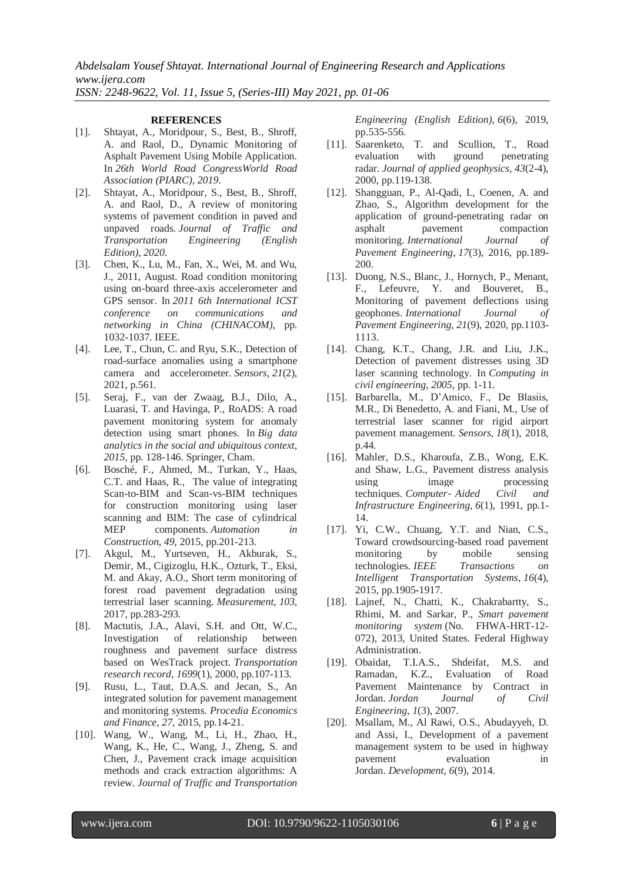**REFERENCES**

[1]. Shtayat, A., Moridpour, S., Best, B., Shroff, A. and Raol, D., Dynamic Monitoring of Asphalt Pavement Using Mobile Application. In *26th World Road CongressWorld Road Association (PIARC), 2019*.

[2]. Shtayat, A., Moridpour, S., Best, B., Shroff, A. and Raol, D., A review of monitoring systems of pavement condition in paved and unpaved roads. *Journal of Traffic and Transportation Engineering (English Edition), 2020*.

[3]. Chen, K., Lu, M., Fan, X., Wei, M. and Wu, J., 2011, August. Road condition monitoring using on-board three-axis accelerometer and GPS sensor. In *2011 6th International ICST conference on communications and networking in China (CHINACOM)*, pp. 1032-1037. IEEE.

[4]. Lee, T., Chun, C. and Ryu, S.K., Detection of road-surface anomalies using a smartphone camera and accelerometer. *Sensors*, *21*(2), 2021, p.561.

[5]. Seraj, F., van der Zwaag, B.J., Dilo, A., Luarasi, T. and Havinga, P., RoADS: A road pavement monitoring system for anomaly detection using smart phones. In *Big data analytics in the social and ubiquitous context, 2015*, pp. 128-146. Springer, Cham.

[6]. Bosché, F., Ahmed, M., Turkan, Y., Haas, C.T. and Haas, R., The value of integrating Scan-to-BIM and Scan-vs-BIM techniques for construction monitoring using laser scanning and BIM: The case of cylindrical MEP components. *Automation in Construction*, *49*, 2015, pp.201-213.

[7]. Akgul, M., Yurtseven, H., Akburak, S., Demir, M., Cigizoglu, H.K., Ozturk, T., Eksi, M. and Akay, A.O., Short term monitoring of forest road pavement degradation using terrestrial laser scanning. *Measurement*, *103*, 2017, pp.283-293.

[8]. Mactutis, J.A., Alavi, S.H. and Ott, W.C., Investigation of relationship between roughness and pavement surface distress based on WesTrack project. *Transportation research record*, *1699*(1), 2000, pp.107-113.

[9]. Rusu, L., Taut, D.A.S. and Jecan, S., An integrated solution for pavement management and monitoring systems. *Procedia Economics and Finance*, *27*, 2015, pp.14-21.

[10]. Wang, W., Wang, M., Li, H., Zhao, H., Wang, K., He, C., Wang, J., Zheng, S. and Chen, J., Pavement crack image acquisition methods and crack extraction algorithms: A review. *Journal of Traffic and Transportation Engineering (English Edition)*, *6*(6), 2019, pp.535-556.

[11]. Saarenketo, T. and Scullion, T., Road evaluation with ground penetrating radar. *Journal of applied geophysics*, *43*(2-4), 2000, pp.119-138.

[12]. Shangguan, P., Al-Qadi, I., Coenen, A. and Zhao, S., Algorithm development for the application of ground-penetrating radar on asphalt pavement compaction monitoring. *International Journal of Pavement Engineering*, *17*(3), 2016, pp.189-200.

[13]. Duong, N.S., Blanc, J., Hornych, P., Menant, F., Lefeuvre, Y. and Bouveret, B., Monitoring of pavement deflections using geophones. *International Journal of Pavement Engineering*, *21*(9), 2020, pp.1103-1113.

[14]. Chang, K.T., Chang, J.R. and Liu, J.K., Detection of pavement distresses using 3D laser scanning technology. In *Computing in civil engineering, 2005*, pp. 1-11.

[15]. Barbarella, M., D'Amico, F., De Blasiis, M.R., Di Benedetto, A. and Fiani, M., Use of terrestrial laser scanner for rigid airport pavement management. *Sensors*, *18*(1), 2018, p.44.

[16]. Mahler, D.S., Kharoufa, Z.B., Wong, E.K. and Shaw, L.G., Pavement distress analysis using image processing techniques. *Computer‐ Aided Civil and Infrastructure Engineering*, *6*(1), 1991, pp.1-14.

[17]. Yi, C.W., Chuang, Y.T. and Nian, C.S., Toward crowdsourcing-based road pavement monitoring by mobile sensing technologies. *IEEE Transactions on Intelligent Transportation Systems*, *16*(4), 2015, pp.1905-1917.

[18]. Lajnef, N., Chatti, K., Chakrabartty, S., Rhimi, M. and Sarkar, P., *Smart pavement monitoring system* (No. FHWA-HRT-12-072), 2013, United States. Federal Highway Administration.

[19]. Obaidat, T.I.A.S., Shdeifat, M.S. and Ramadan, K.Z., Evaluation of Road Pavement Maintenance by Contract in Jordan. *Jordan Journal of Civil Engineering*, *1*(3), 2007.

[20]. Msallam, M., Al Rawi, O.S., Abudayyeh, D. and Assi, I., Development of a pavement management system to be used in highway pavement evaluation in Jordan. *Development*, *6*(9), 2014.